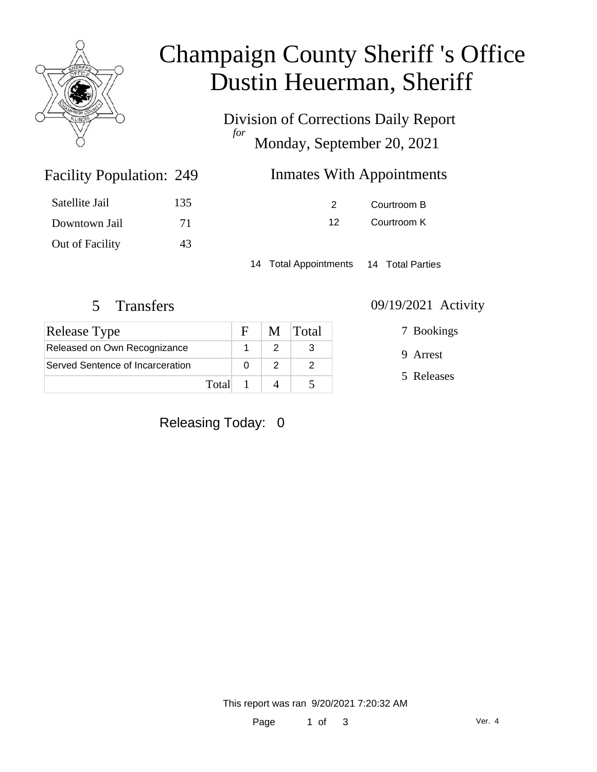# Champaign County Sheriff 's Office
# Dustin Heuerman, Sheriff

Division of Corrections Daily Report
*for*
Monday, September 20, 2021

## Facility Population: 249

| | |
|---|---|
| Satellite Jail | 135 |
| Downtown Jail | 71 |
| Out of Facility | 43 |

## Inmates With Appointments

| | |
|---|---|
| 2 | Courtroom B |
| 12 | Courtroom K |

14 Total Appointments 14 Total Parties

## 5 Transfers

| Release Type | F | M | Total |
|---|---|---|---|
| Released on Own Recognizance | 1 | 2 | 3 |
| Served Sentence of Incarceration | 0 | 2 | 2 |
| Total | 1 | 4 | 5 |

## 09/19/2021 Activity

- 7 Bookings
- 9 Arrest
- 5 Releases

Releasing Today: 0

This report was ran 9/20/2021 7:20:32 AM

Ver. 4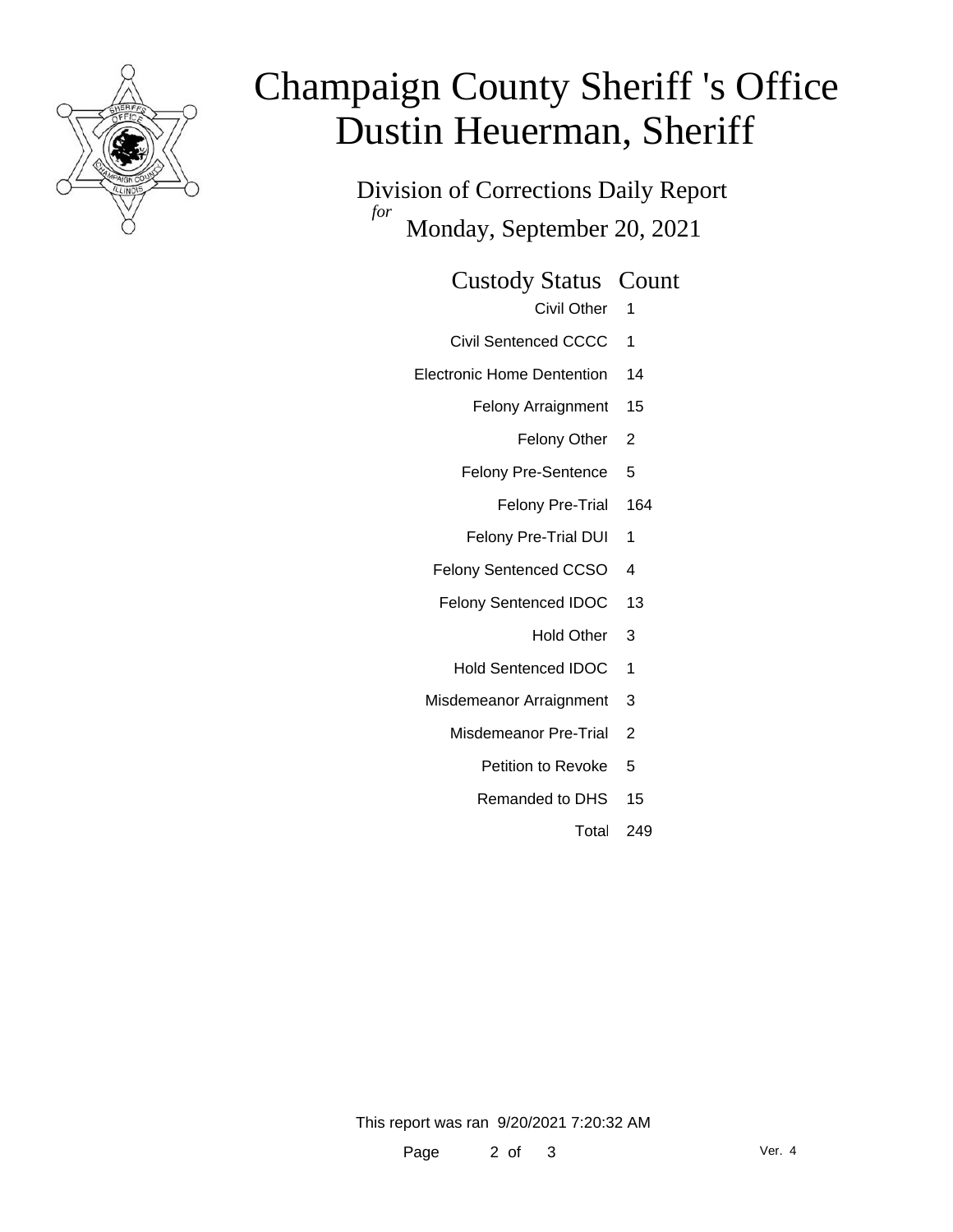# Champaign County Sheriff 's Office
# Dustin Heuerman, Sheriff

Division of Corrections Daily Report

*for*

Monday, September 20, 2021

| Custody Status | Count |
|---|---|
| Civil Other | 1 |
| Civil Sentenced CCCC | 1 |
| Electronic Home Dentention | 14 |
| Felony Arraignment | 15 |
| Felony Other | 2 |
| Felony Pre-Sentence | 5 |
| Felony Pre-Trial | 164 |
| Felony Pre-Trial DUI | 1 |
| Felony Sentenced CCSO | 4 |
| Felony Sentenced IDOC | 13 |
| Hold Other | 3 |
| Hold Sentenced IDOC | 1 |
| Misdemeanor Arraignment | 3 |
| Misdemeanor Pre-Trial | 2 |
| Petition to Revoke | 5 |
| Remanded to DHS | 15 |
| Total | 249 |

This report was ran 9/20/2021 7:20:32 AM

Ver. 4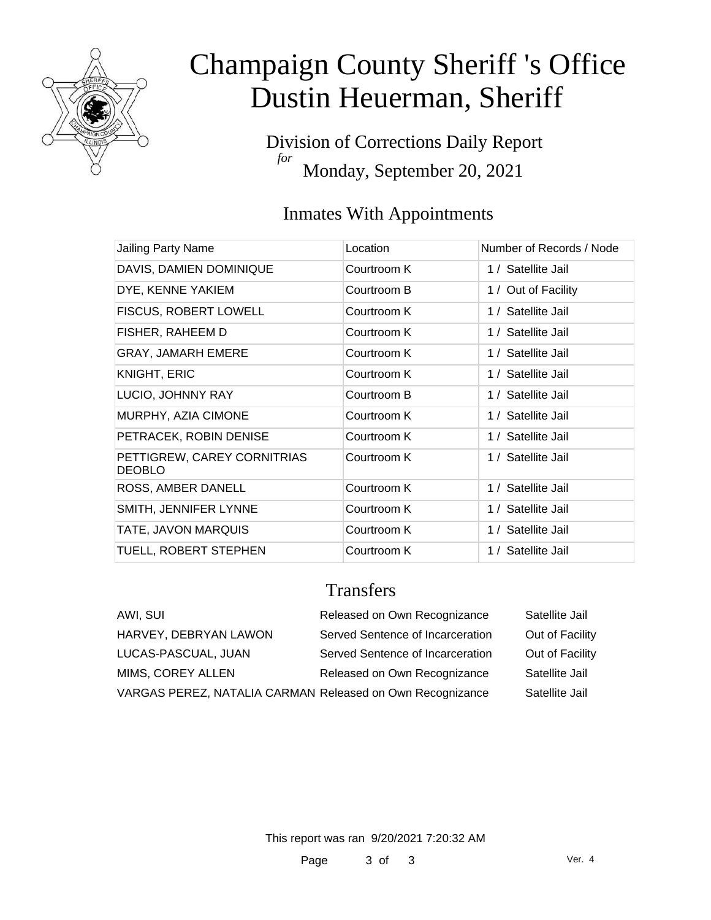# Champaign County Sheriff 's Office
# Dustin Heuerman, Sheriff

Division of Corrections Daily Report
*for*
Monday, September 20, 2021

## Inmates With Appointments

| Jailing Party Name | Location | Number of Records / Node |
|---|---|---|
| DAVIS, DAMIEN DOMINIQUE | Courtroom K | 1 / Satellite Jail |
| DYE, KENNE YAKIEM | Courtroom B | 1 / Out of Facility |
| FISCUS, ROBERT LOWELL | Courtroom K | 1 / Satellite Jail |
| FISHER, RAHEEM D | Courtroom K | 1 / Satellite Jail |
| GRAY, JAMARH EMERE | Courtroom K | 1 / Satellite Jail |
| KNIGHT, ERIC | Courtroom K | 1 / Satellite Jail |
| LUCIO, JOHNNY RAY | Courtroom B | 1 / Satellite Jail |
| MURPHY, AZIA CIMONE | Courtroom K | 1 / Satellite Jail |
| PETRACEK, ROBIN DENISE | Courtroom K | 1 / Satellite Jail |
| PETTIGREW, CAREY CORNITRIAS DEOBLO | Courtroom K | 1 / Satellite Jail |
| ROSS, AMBER DANELL | Courtroom K | 1 / Satellite Jail |
| SMITH, JENNIFER LYNNE | Courtroom K | 1 / Satellite Jail |
| TATE, JAVON MARQUIS | Courtroom K | 1 / Satellite Jail |
| TUELL, ROBERT STEPHEN | Courtroom K | 1 / Satellite Jail |

## Transfers

| | | |
|---|---|---|
| AWI, SUI | Released on Own Recognizance | Satellite Jail |
| HARVEY, DEBRYAN LAWON | Served Sentence of Incarceration | Out of Facility |
| LUCAS-PASCUAL, JUAN | Served Sentence of Incarceration | Out of Facility |
| MIMS, COREY ALLEN | Released on Own Recognizance | Satellite Jail |
| VARGAS PEREZ, NATALIA CARMAN | Released on Own Recognizance | Satellite Jail |

This report was ran 9/20/2021 7:20:32 AM